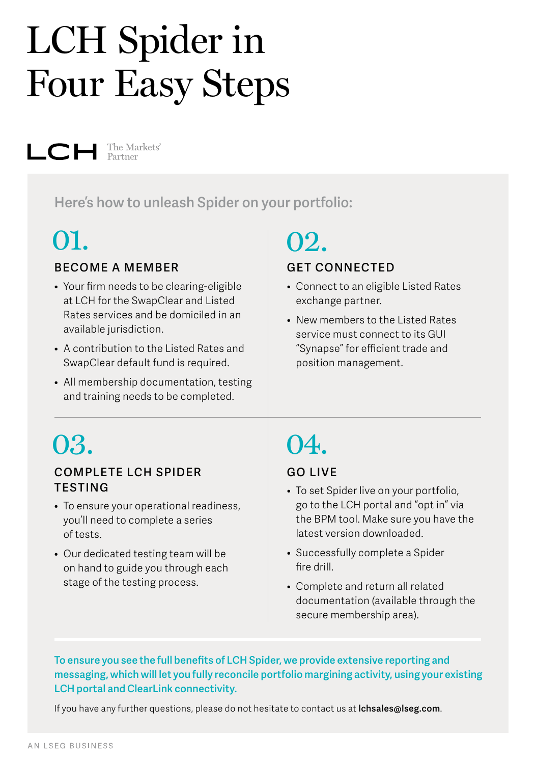# LCH Spider in Four Easy Steps

LCH The Markets' Partner

## Here's how to unleash Spider on your portfolio:

### 01. BECOME A MEMBER

- Your firm needs to be clearing-eligible at LCH for the SwapClear and Listed Rates services and be domiciled in an available jurisdiction.
- A contribution to the Listed Rates and SwapClear default fund is required.
- All membership documentation, testing and training needs to be completed.

### 02. GET CONNECTED

- Connect to an eligible Listed Rates exchange partner.
- New members to the Listed Rates service must connect to its GUI "Synapse" for efficient trade and position management.

### 03. COMPLETE LCH SPIDER TESTING

- To ensure your operational readiness, you'll need to complete a series of tests.
- Our dedicated testing team will be on hand to guide you through each stage of the testing process.

### 04. GO LIVE

- To set Spider live on your portfolio, go to the LCH portal and "opt in" via the BPM tool. Make sure you have the latest version downloaded.
- Successfully complete a Spider fire drill.
- Complete and return all related documentation (available through the secure membership area).

**To ensure you see the full benefits of LCH Spider, we provide extensive reporting and messaging, which will let you fully reconcile portfolio margining activity, using your existing LCH portal and ClearLink connectivity.**

If you have any further questions, please do not hesitate to contact us at **lchsales@lseg.com**.

AN LSEG BUSINESS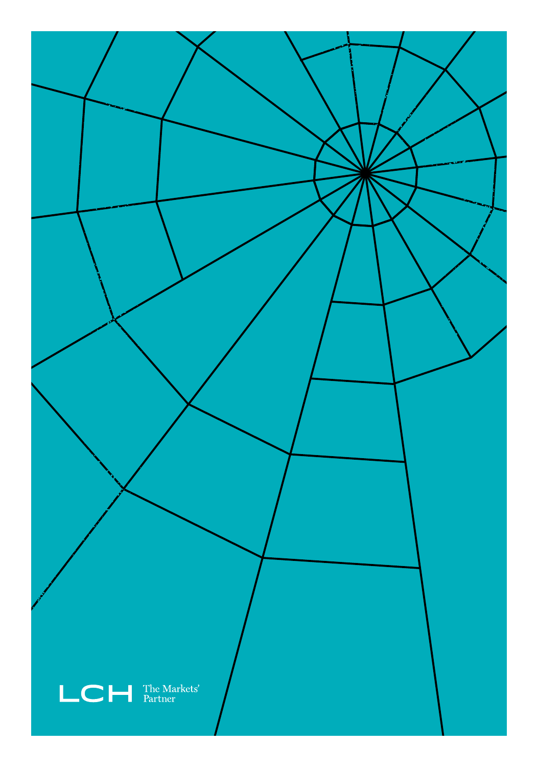LCH The Markets' Partner